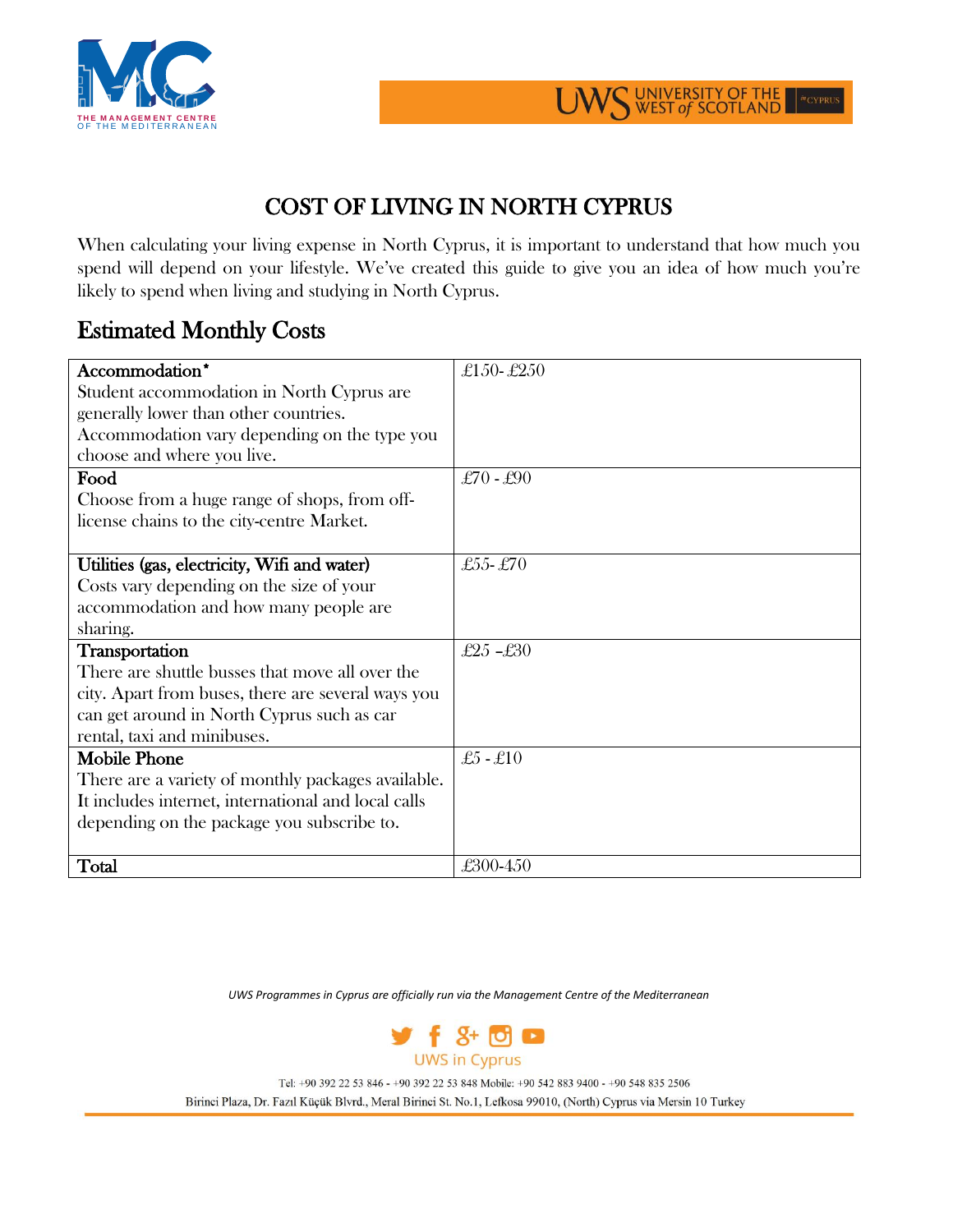# COST OF LIVING IN NORTH CYPRUS

When calculating your living expense in North Cyprus, it is important to understand that how much you spend will depend on your lifestyle. We've created this guide to give you an idea of how much you're likely to spend when living and studying in North Cyprus.

## Estimated Monthly Costs

| | |
|---|---|
| **Accommodation*** <br> Student accommodation in North Cyprus are generally lower than other countries. Accommodation vary depending on the type you choose and where you live. | £150- £250 |
| **Food** <br> Choose from a huge range of shops, from off-license chains to the city-centre Market. | £70 - £90 |
| **Utilities (gas, electricity, Wifi and water)** <br> Costs vary depending on the size of your accommodation and how many people are sharing. | £55- £70 |
| **Transportation** <br> There are shuttle busses that move all over the city. Apart from buses, there are several ways you can get around in North Cyprus such as car rental, taxi and minibuses. | £25 –£30 |
| **Mobile Phone** <br> There are a variety of monthly packages available. It includes internet, international and local calls depending on the package you subscribe to. | £5 - £10 |
| **Total** | £300-450 |

*UWS Programmes in Cyprus are officially run via the Management Centre of the Mediterranean*

UWS in Cyprus

Tel: +90 392 22 53 846 - +90 392 22 53 848 Mobile: +90 542 883 9400 - +90 548 835 2506
Birinci Plaza, Dr. Fazıl Küçük Blvrd., Meral Birinci St. No.1, Lefkosa 99010, (North) Cyprus via Mersin 10 Turkey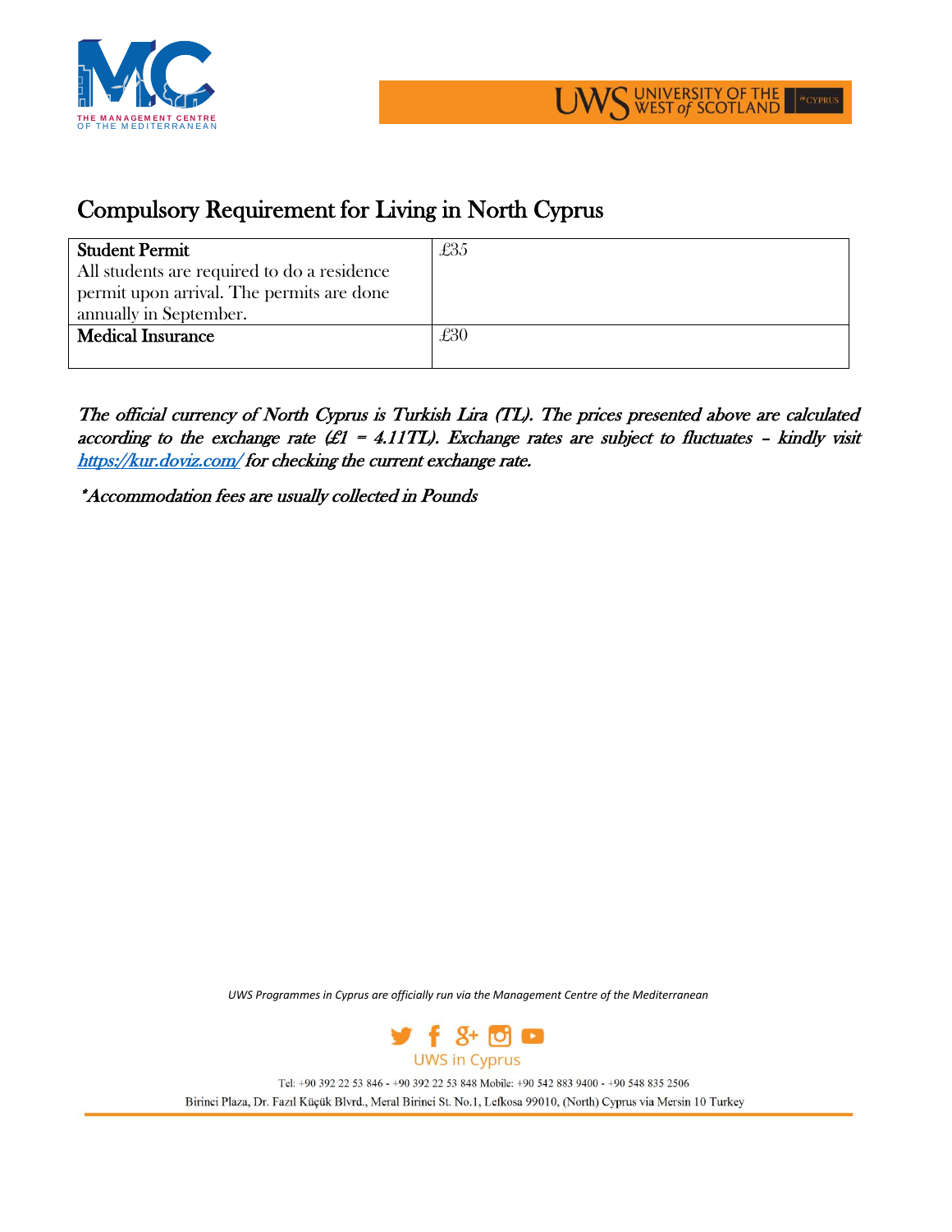# Compulsory Requirement for Living in North Cyprus

| | |
|---|---|
| **Student Permit**<br>All students are required to do a residence permit upon arrival. The permits are done annually in September. | £35 |
| **Medical Insurance** | £30 |

*The official currency of North Cyprus is Turkish Lira (TL). The prices presented above are calculated according to the exchange rate (£1 = 4.11TL). Exchange rates are subject to fluctuates – kindly visit [https://kur.doviz.com/](https://kur.doviz.com/) for checking the current exchange rate.*

*\*Accommodation fees are usually collected in Pounds*

*UWS Programmes in Cyprus are officially run via the Management Centre of the Mediterranean*

UWS in Cyprus

Tel: +90 392 22 53 846 - +90 392 22 53 848 Mobile: +90 542 883 9400 - +90 548 835 2506

Birinci Plaza, Dr. Fazıl Küçük Blvd., Meral Birinci St. No.1, Lefkosa 99010, (North) Cyprus via Mersin 10 Turkey